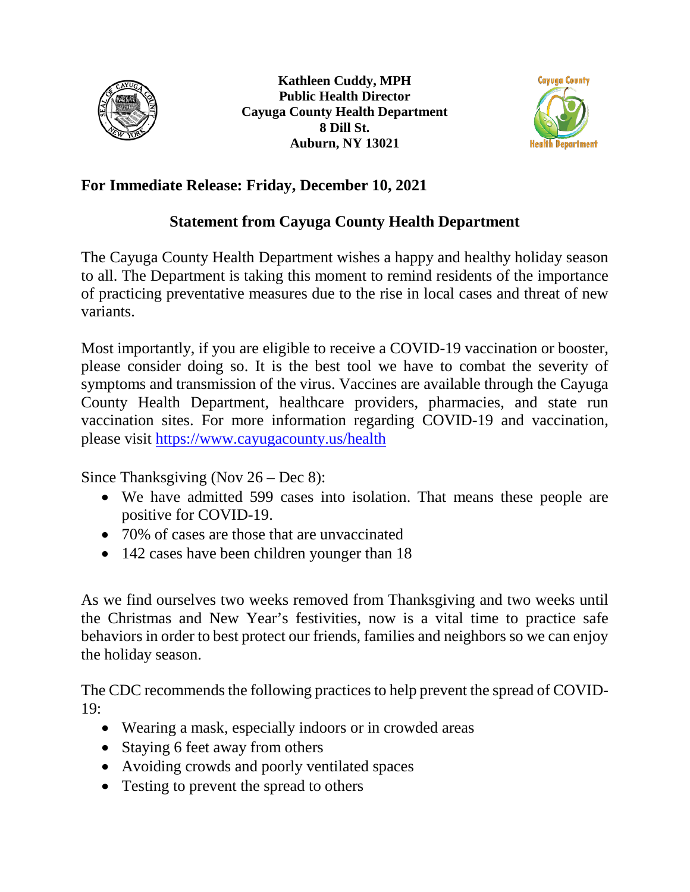**Kathleen Cuddy, MPH**
**Public Health Director**
**Cayuga County Health Department**
**8 Dill St.**
**Auburn, NY 13021**

**For Immediate Release: Friday, December 10, 2021**

## Statement from Cayuga County Health Department

The Cayuga County Health Department wishes a happy and healthy holiday season to all. The Department is taking this moment to remind residents of the importance of practicing preventative measures due to the rise in local cases and threat of new variants.

Most importantly, if you are eligible to receive a COVID-19 vaccination or booster, please consider doing so. It is the best tool we have to combat the severity of symptoms and transmission of the virus. Vaccines are available through the Cayuga County Health Department, healthcare providers, pharmacies, and state run vaccination sites. For more information regarding COVID-19 and vaccination, please visit [https://www.cayugacounty.us/health](https://www.cayugacounty.us/health)

Since Thanksgiving (Nov 26 – Dec 8):

- We have admitted 599 cases into isolation. That means these people are positive for COVID-19.
- 70% of cases are those that are unvaccinated
- 142 cases have been children younger than 18

As we find ourselves two weeks removed from Thanksgiving and two weeks until the Christmas and New Year's festivities, now is a vital time to practice safe behaviors in order to best protect our friends, families and neighbors so we can enjoy the holiday season.

The CDC recommends the following practices to help prevent the spread of COVID-19:

- Wearing a mask, especially indoors or in crowded areas
- Staying 6 feet away from others
- Avoiding crowds and poorly ventilated spaces
- Testing to prevent the spread to others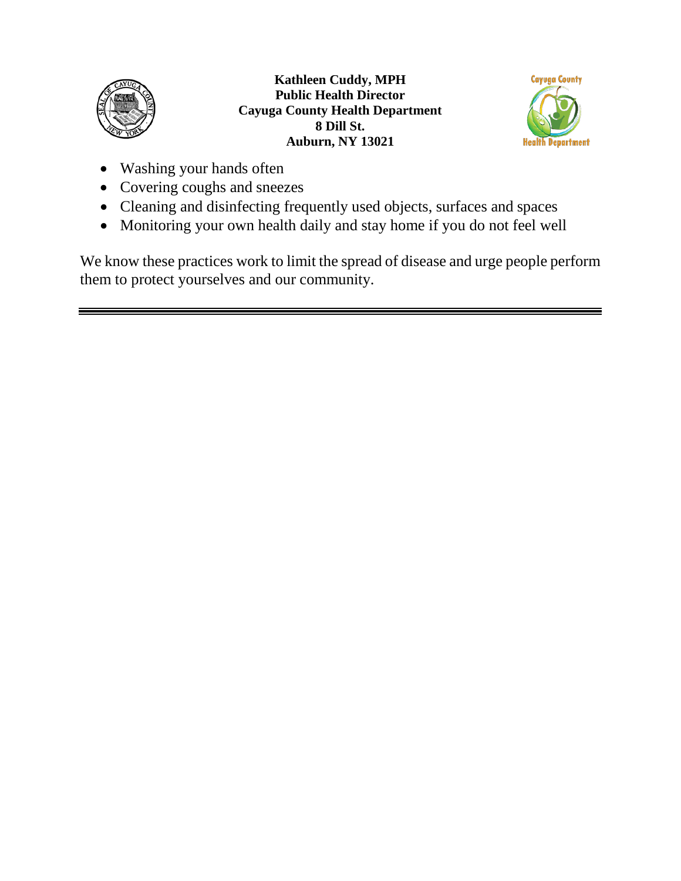**Kathleen Cuddy, MPH**
**Public Health Director**
**Cayuga County Health Department**
**8 Dill St.**
**Auburn, NY 13021**

- Washing your hands often
- Covering coughs and sneezes
- Cleaning and disinfecting frequently used objects, surfaces and spaces
- Monitoring your own health daily and stay home if you do not feel well

We know these practices work to limit the spread of disease and urge people perform them to protect yourselves and our community.

---